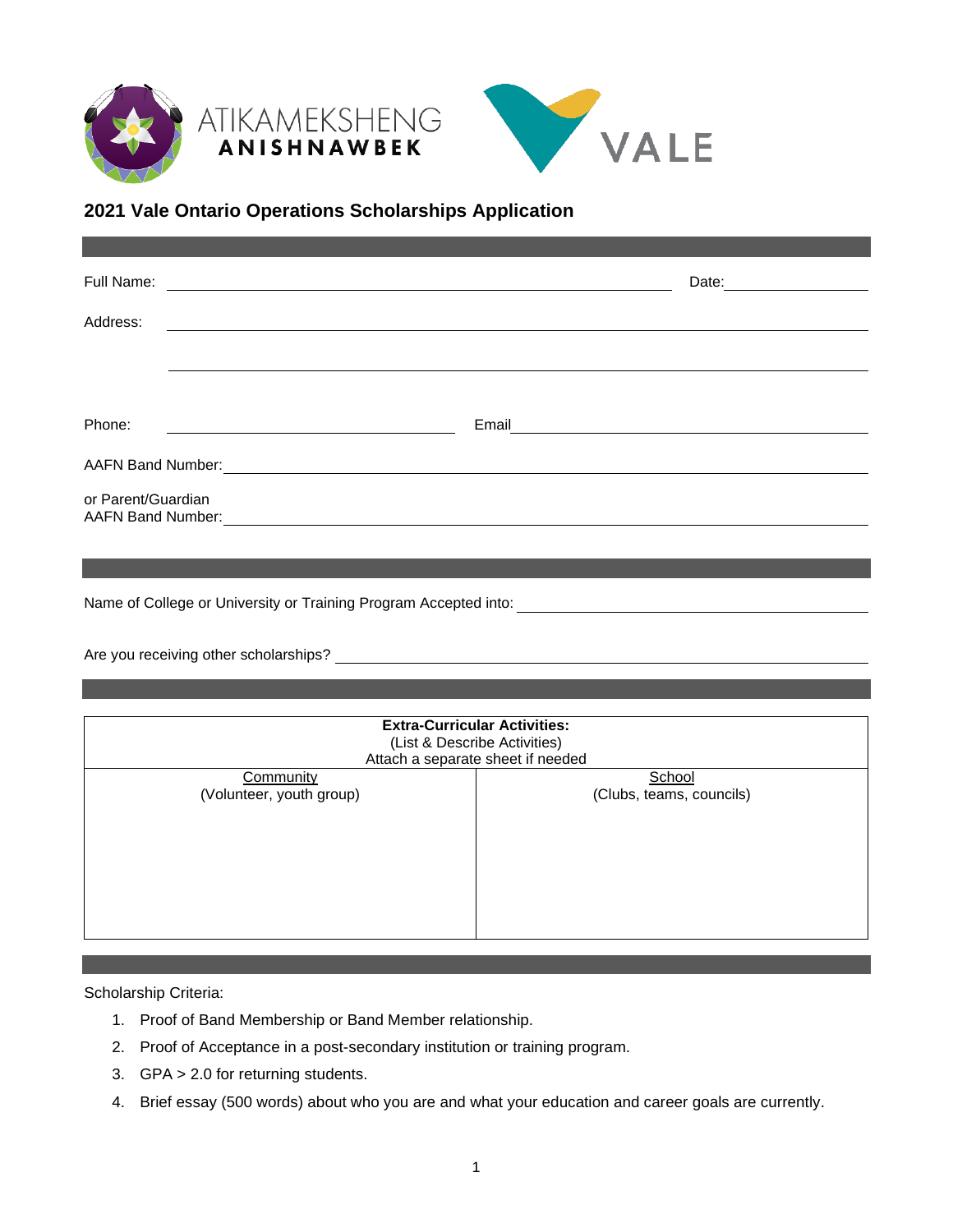ATIKAMEKSHENG
**ANISHNAWBEK**

VALE

## 2021 Vale Ontario Operations Scholarships Application

Full Name: ______________________________ Date: ____________

Address: ______________________________

______________________________

Phone: ____________________ Email ____________________

AAFN Band Number: ______________________________

or Parent/Guardian
AAFN Band Number: ______________________________

Name of College or University or Training Program Accepted into: ____________________

Are you receiving other scholarships? ____________________

| **Extra-Curricular Activities:**<br>(List & Describe Activities)<br>Attach a separate sheet if needed | |
|---|---|
| Community<br>(Volunteer, youth group) | School<br>(Clubs, teams, councils) |
| | |

Scholarship Criteria:

1. Proof of Band Membership or Band Member relationship.
2. Proof of Acceptance in a post-secondary institution or training program.
3. GPA > 2.0 for returning students.
4. Brief essay (500 words) about who you are and what your education and career goals are currently.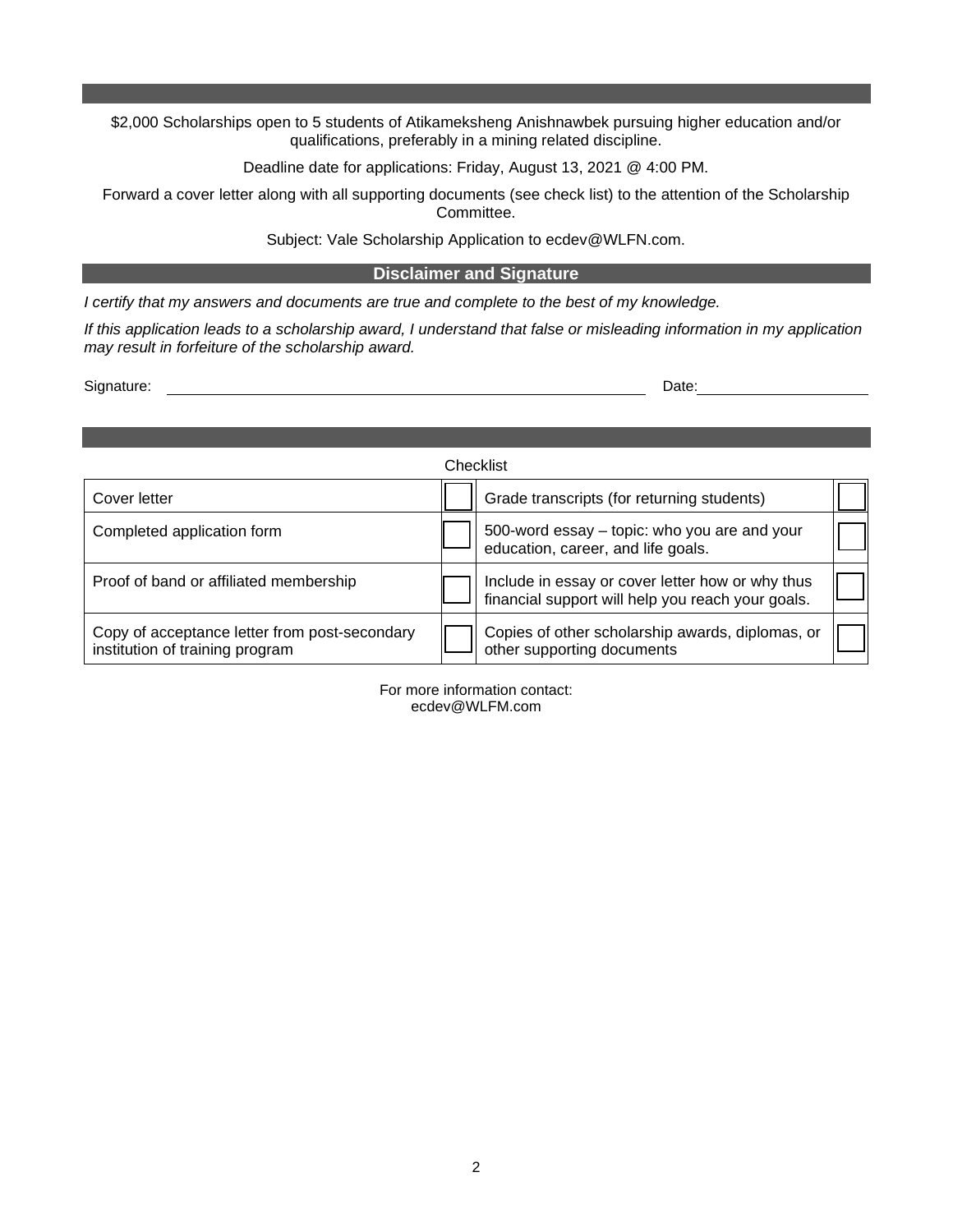$2,000 Scholarships open to 5 students of Atikameksheng Anishnawbek pursuing higher education and/or qualifications, preferably in a mining related discipline.

Deadline date for applications: Friday, August 13, 2021 @ 4:00 PM.

Forward a cover letter along with all supporting documents (see check list) to the attention of the Scholarship Committee.

Subject: Vale Scholarship Application to ecdev@WLFN.com.

## Disclaimer and Signature

*I certify that my answers and documents are true and complete to the best of my knowledge.*

*If this application leads to a scholarship award, I understand that false or misleading information in my application may result in forfeiture of the scholarship award.*

Signature: ______________________________ Date: ______________

Checklist

| | | | |
|---|---|---|---|
| Cover letter | ☐ | Grade transcripts (for returning students) | ☐ |
| Completed application form | ☐ | 500-word essay – topic: who you are and your education, career, and life goals. | ☐ |
| Proof of band or affiliated membership | ☐ | Include in essay or cover letter how or why thus financial support will help you reach your goals. | ☐ |
| Copy of acceptance letter from post-secondary institution of training program | ☐ | Copies of other scholarship awards, diplomas, or other supporting documents | ☐ |

For more information contact:
ecdev@WLFM.com